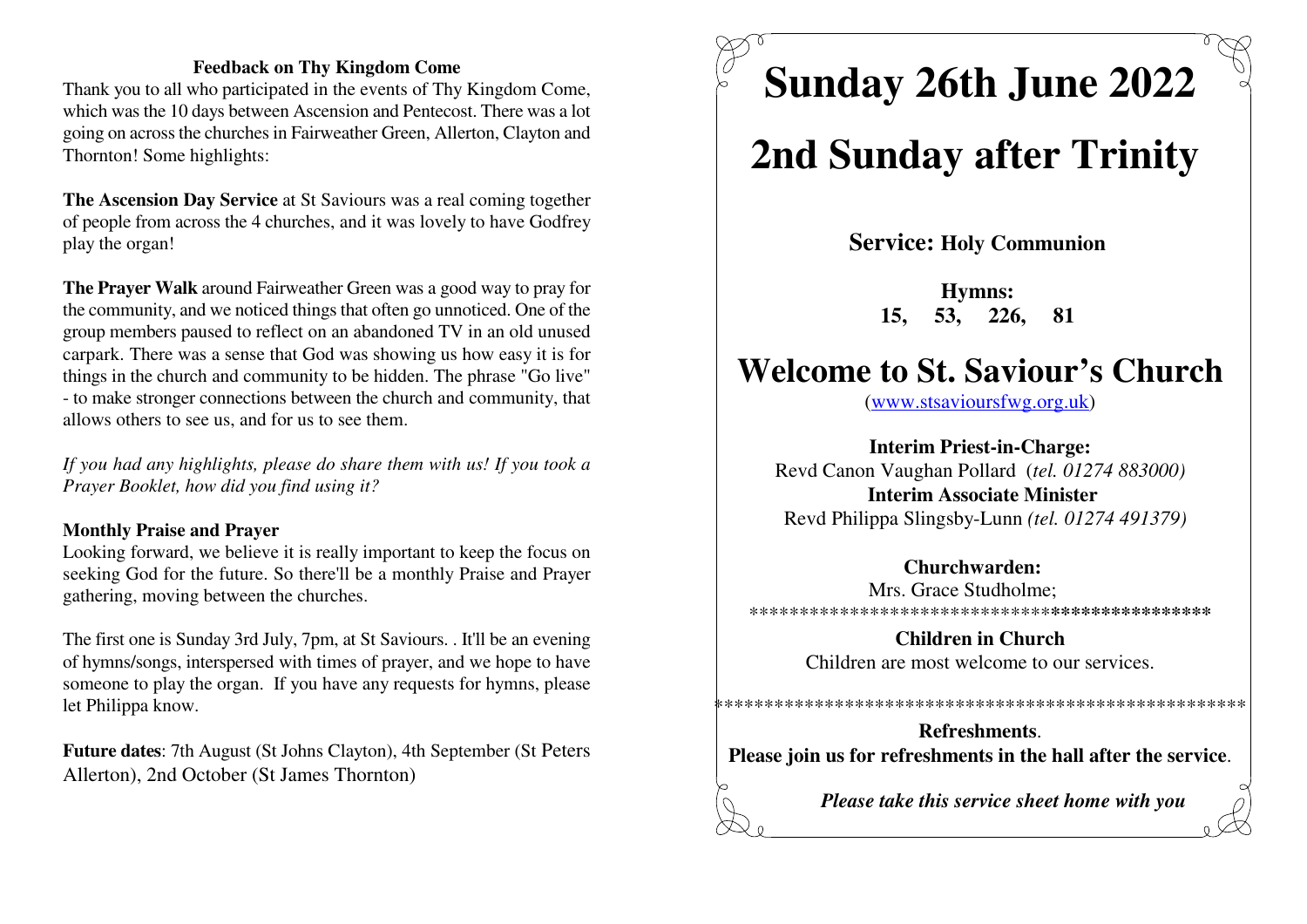**Feedback on Thy Kingdom Come**

Thank you to all who participated in the events of Thy Kingdom Come, which was the 10 days between Ascension and Pentecost. There was a lot going on across the churches in Fairweather Green, Allerton, Clayton and Thornton! Some highlights:

**The Ascension Day Service** at St Saviours was a real coming together of people from across the 4 churches, and it was lovely to have Godfrey play the organ!

**The Prayer Walk** around Fairweather Green was a good way to pray for the community, and we noticed things that often go unnoticed. One of the group members paused to reflect on an abandoned TV in an old unused carpark. There was a sense that God was showing us how easy it is for things in the church and community to be hidden. The phrase "Go live" - to make stronger connections between the church and community, that allows others to see us, and for us to see them.

*If you had any highlights, please do share them with us! If you took a Prayer Booklet, how did you find using it?*

**Monthly Praise and Prayer**

Looking forward, we believe it is really important to keep the focus on seeking God for the future. So there'll be a monthly Praise and Prayer gathering, moving between the churches.

The first one is Sunday 3rd July, 7pm, at St Saviours. . It'll be an evening of hymns/songs, interspersed with times of prayer, and we hope to have someone to play the organ. If you have any requests for hymns, please let Philippa know.

**Future dates**: 7th August (St Johns Clayton), 4th September (St Peters Allerton), 2nd October (St James Thornton)

# Sunday 26th June 2022

# 2nd Sunday after Trinity

**Service: Holy Communion**

**Hymns:**
**15, 53, 226, 81**

# Welcome to St. Saviour's Church

(www.stsavioursfwg.org.uk)

**Interim Priest-in-Charge:**
Revd Canon Vaughan Pollard (*tel. 01274 883000)*
**Interim Associate Minister**
Revd Philippa Slingsby-Lunn *(tel. 01274 491379)*

**Churchwarden:**
Mrs. Grace Studholme;

**********************************************

**Children in Church**
Children are most welcome to our services.

*****************************************************

**Refreshments**.
**Please join us for refreshments in the hall after the service**.

***Please take this service sheet home with you***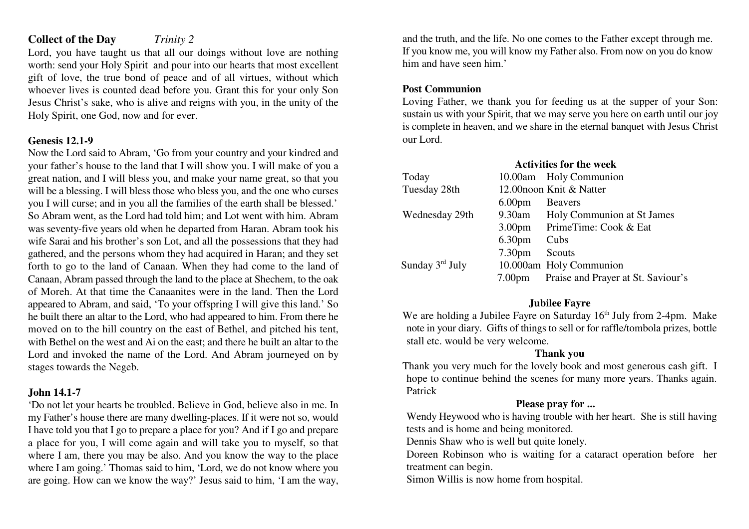## Collect of the Day *Trinity 2*

Lord, you have taught us that all our doings without love are nothing worth: send your Holy Spirit and pour into our hearts that most excellent gift of love, the true bond of peace and of all virtues, without which whoever lives is counted dead before you. Grant this for your only Son Jesus Christ's sake, who is alive and reigns with you, in the unity of the Holy Spirit, one God, now and for ever.

## Genesis 12.1-9

Now the Lord said to Abram, 'Go from your country and your kindred and your father's house to the land that I will show you. I will make of you a great nation, and I will bless you, and make your name great, so that you will be a blessing. I will bless those who bless you, and the one who curses you I will curse; and in you all the families of the earth shall be blessed.' So Abram went, as the Lord had told him; and Lot went with him. Abram was seventy-five years old when he departed from Haran. Abram took his wife Sarai and his brother's son Lot, and all the possessions that they had gathered, and the persons whom they had acquired in Haran; and they set forth to go to the land of Canaan. When they had come to the land of Canaan, Abram passed through the land to the place at Shechem, to the oak of Moreh. At that time the Canaanites were in the land. Then the Lord appeared to Abram, and said, 'To your offspring I will give this land.' So he built there an altar to the Lord, who had appeared to him. From there he moved on to the hill country on the east of Bethel, and pitched his tent, with Bethel on the west and Ai on the east; and there he built an altar to the Lord and invoked the name of the Lord. And Abram journeyed on by stages towards the Negeb.

## John 14.1-7

'Do not let your hearts be troubled. Believe in God, believe also in me. In my Father's house there are many dwelling-places. If it were not so, would I have told you that I go to prepare a place for you? And if I go and prepare a place for you, I will come again and will take you to myself, so that where I am, there you may be also. And you know the way to the place where I am going.' Thomas said to him, 'Lord, we do not know where you are going. How can we know the way?' Jesus said to him, 'I am the way, and the truth, and the life. No one comes to the Father except through me. If you know me, you will know my Father also. From now on you do know him and have seen him.'

## Post Communion

Loving Father, we thank you for feeding us at the supper of your Son: sustain us with your Spirit, that we may serve you here on earth until our joy is complete in heaven, and we share in the eternal banquet with Jesus Christ our Lord.

### Activities for the week

| | | |
|---|---|---|
| Today | 10.00am | Holy Communion |
| Tuesday 28th | 12.00noon | Knit & Natter |
| | 6.00pm | Beavers |
| Wednesday 29th | 9.30am | Holy Communion at St James |
| | 3.00pm | PrimeTime: Cook & Eat |
| | 6.30pm | Cubs |
| | 7.30pm | Scouts |
| Sunday 3rd July | 10.000am | Holy Communion |
| | 7.00pm | Praise and Prayer at St. Saviour's |

### Jubilee Fayre

We are holding a Jubilee Fayre on Saturday 16th July from 2-4pm. Make note in your diary. Gifts of things to sell or for raffle/tombola prizes, bottle stall etc. would be very welcome.

### Thank you

Thank you very much for the lovely book and most generous cash gift. I hope to continue behind the scenes for many more years. Thanks again. Patrick

### Please pray for ...

Wendy Heywood who is having trouble with her heart. She is still having tests and is home and being monitored.

Dennis Shaw who is well but quite lonely.

Doreen Robinson who is waiting for a cataract operation before her treatment can begin.

Simon Willis is now home from hospital.